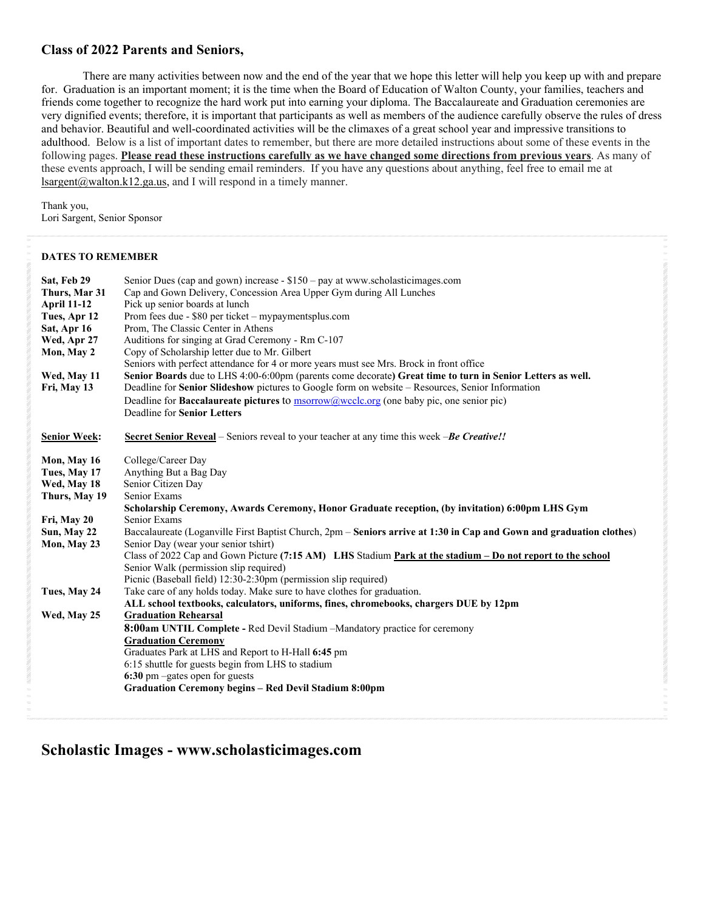## Class of 2022 Parents and Seniors,

There are many activities between now and the end of the year that we hope this letter will help you keep up with and prepare for. Graduation is an important moment; it is the time when the Board of Education of Walton County, your families, teachers and friends come together to recognize the hard work put into earning your diploma. The Baccalaureate and Graduation ceremonies are very dignified events; therefore, it is important that participants as well as members of the audience carefully observe the rules of dress and behavior. Beautiful and well-coordinated activities will be the climaxes of a great school year and impressive transitions to adulthood. Below is a list of important dates to remember, but there are more detailed instructions about some of these events in the following pages. **<u>Please read these instructions carefully as we have changed some directions from previous years</u>**. As many of these events approach, I will be sending email reminders. If you have any questions about anything, feel free to email me at lsargent@walton.k12.ga.us, and I will respond in a timely manner.

Thank you,
Lori Sargent, Senior Sponsor

**DATES TO REMEMBER**

| | |
|---|---|
| **Sat, Feb 29** | Senior Dues (cap and gown) increase - $150 – pay at www.scholasticimages.com |
| **Thurs, Mar 31** | Cap and Gown Delivery, Concession Area Upper Gym during All Lunches |
| **April 11-12** | Pick up senior boards at lunch |
| **Tues, Apr 12** | Prom fees due - $80 per ticket – mypaymentsplus.com |
| **Sat, Apr 16** | Prom, The Classic Center in Athens |
| **Wed, Apr 27** | Auditions for singing at Grad Ceremony - Rm C-107 |
| **Mon, May 2** | Copy of Scholarship letter due to Mr. Gilbert |
| | Seniors with perfect attendance for 4 or more years must see Mrs. Brock in front office |
| **Wed, May 11** | **Senior Boards** due to LHS 4:00-6:00pm (parents come decorate**) Great time to turn in Senior Letters as well.** |
| **Fri, May 13** | Deadline for **Senior Slideshow** pictures to Google form on website – Resources, Senior Information |
| | Deadline for **Baccalaureate pictures** to msorrow@wcclc.org (one baby pic, one senior pic) |
| | Deadline for **Senior Letters** |
| **<u>Senior Week</u>:** | **<u>Secret Senior Reveal</u>** – Seniors reveal to your teacher at any time this week –***Be Creative!!*** |
| **Mon, May 16** | College/Career Day |
| **Tues, May 17** | Anything But a Bag Day |
| **Wed, May 18** | Senior Citizen Day |
| **Thurs, May 19** | Senior Exams |
| | **Scholarship Ceremony, Awards Ceremony, Honor Graduate reception, (by invitation) 6:00pm LHS Gym** |
| **Fri, May 20** | Senior Exams |
| **Sun, May 22** | Baccalaureate (Loganville First Baptist Church, 2pm – **Seniors arrive at 1:30 in Cap and Gown and graduation clothes**) |
| **Mon, May 23** | Senior Day (wear your senior tshirt) |
| | Class of 2022 Cap and Gown Picture **(7:15 AM) LHS** Stadium **<u>Park at the stadium – Do not report to the school</u>** |
| | Senior Walk (permission slip required) |
| | Picnic (Baseball field) 12:30-2:30pm (permission slip required) |
| **Tues, May 24** | Take care of any holds today. Make sure to have clothes for graduation. |
| | **ALL school textbooks, calculators, uniforms, fines, chromebooks, chargers DUE by 12pm** |
| **Wed, May 25** | **<u>Graduation Rehearsal</u>** |
| | **8:00am UNTIL Complete -** Red Devil Stadium –Mandatory practice for ceremony |
| | **<u>Graduation Ceremony</u>** |
| | Graduates Park at LHS and Report to H-Hall **6:45** pm |
| | 6:15 shuttle for guests begin from LHS to stadium |
| | **6:30** pm –gates open for guests |
| | **Graduation Ceremony begins – Red Devil Stadium 8:00pm** |

## Scholastic Images - www.scholasticimages.com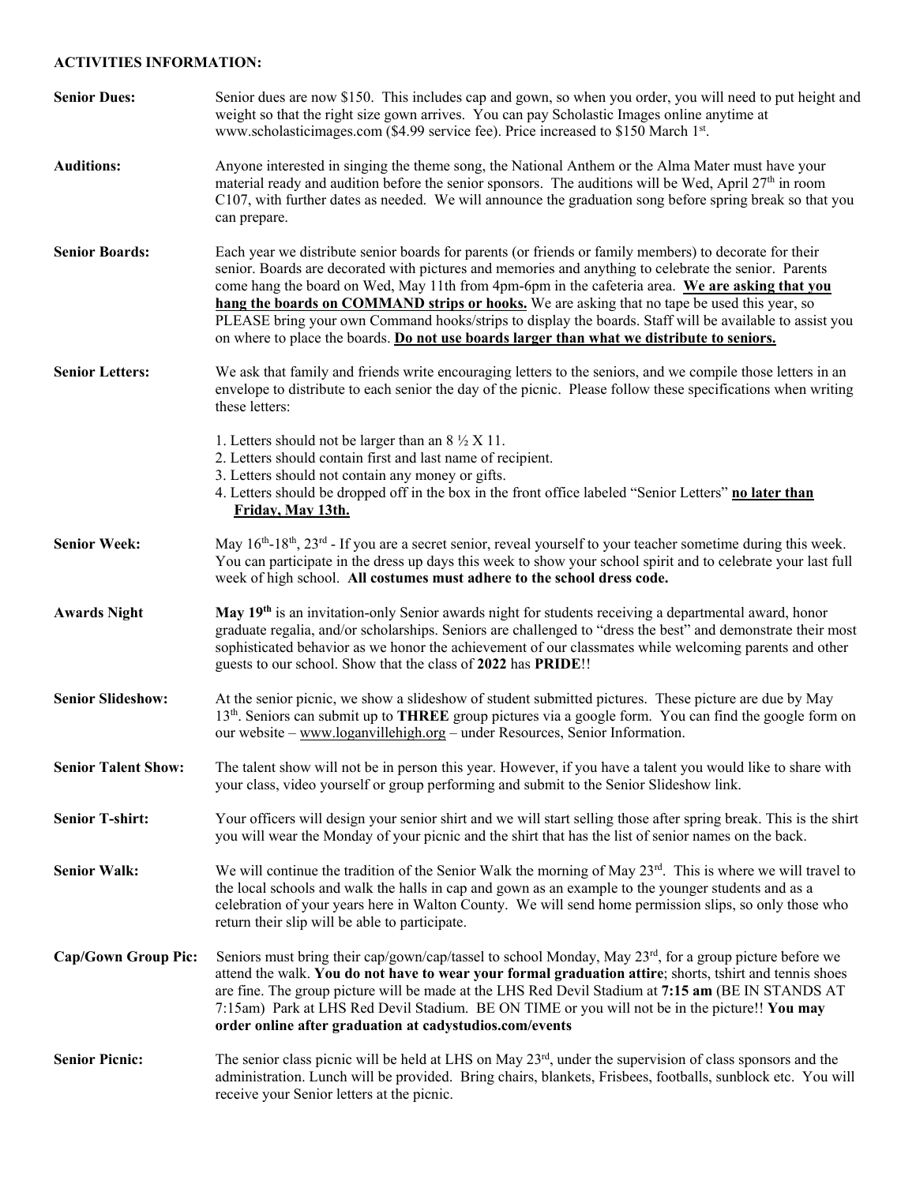**ACTIVITIES INFORMATION:**

**Senior Dues:** Senior dues are now $150. This includes cap and gown, so when you order, you will need to put height and weight so that the right size gown arrives. You can pay Scholastic Images online anytime at www.scholasticimages.com ($4.99 service fee). Price increased to $150 March 1st.

**Auditions:** Anyone interested in singing the theme song, the National Anthem or the Alma Mater must have your material ready and audition before the senior sponsors. The auditions will be Wed, April 27th in room C107, with further dates as needed. We will announce the graduation song before spring break so that you can prepare.

**Senior Boards:** Each year we distribute senior boards for parents (or friends or family members) to decorate for their senior. Boards are decorated with pictures and memories and anything to celebrate the senior. Parents come hang the board on Wed, May 11th from 4pm-6pm in the cafeteria area. **We are asking that you hang the boards on COMMAND strips or hooks.** We are asking that no tape be used this year, so PLEASE bring your own Command hooks/strips to display the boards. Staff will be available to assist you on where to place the boards. **Do not use boards larger than what we distribute to seniors.**

**Senior Letters:** We ask that family and friends write encouraging letters to the seniors, and we compile those letters in an envelope to distribute to each senior the day of the picnic. Please follow these specifications when writing these letters:

1. Letters should not be larger than an 8 ½ X 11.
2. Letters should contain first and last name of recipient.
3. Letters should not contain any money or gifts.
4. Letters should be dropped off in the box in the front office labeled "Senior Letters" **no later than Friday, May 13th.**

**Senior Week:** May 16th-18th, 23rd - If you are a secret senior, reveal yourself to your teacher sometime during this week. You can participate in the dress up days this week to show your school spirit and to celebrate your last full week of high school. **All costumes must adhere to the school dress code.**

**Awards Night** **May 19th** is an invitation-only Senior awards night for students receiving a departmental award, honor graduate regalia, and/or scholarships. Seniors are challenged to "dress the best" and demonstrate their most sophisticated behavior as we honor the achievement of our classmates while welcoming parents and other guests to our school. Show that the class of **2022** has **PRIDE**!!

**Senior Slideshow:** At the senior picnic, we show a slideshow of student submitted pictures. These picture are due by May 13th. Seniors can submit up to **THREE** group pictures via a google form. You can find the google form on our website – www.loganvillehigh.org – under Resources, Senior Information.

**Senior Talent Show:** The talent show will not be in person this year. However, if you have a talent you would like to share with your class, video yourself or group performing and submit to the Senior Slideshow link.

**Senior T-shirt:** Your officers will design your senior shirt and we will start selling those after spring break. This is the shirt you will wear the Monday of your picnic and the shirt that has the list of senior names on the back.

**Senior Walk:** We will continue the tradition of the Senior Walk the morning of May 23rd. This is where we will travel to the local schools and walk the halls in cap and gown as an example to the younger students and as a celebration of your years here in Walton County. We will send home permission slips, so only those who return their slip will be able to participate.

**Cap/Gown Group Pic:** Seniors must bring their cap/gown/cap/tassel to school Monday, May 23rd, for a group picture before we attend the walk. **You do not have to wear your formal graduation attire**; shorts, tshirt and tennis shoes are fine. The group picture will be made at the LHS Red Devil Stadium at **7:15 am** (BE IN STANDS AT 7:15am) Park at LHS Red Devil Stadium. BE ON TIME or you will not be in the picture!! **You may order online after graduation at cadystudios.com/events**

**Senior Picnic:** The senior class picnic will be held at LHS on May 23rd, under the supervision of class sponsors and the administration. Lunch will be provided. Bring chairs, blankets, Frisbees, footballs, sunblock etc. You will receive your Senior letters at the picnic.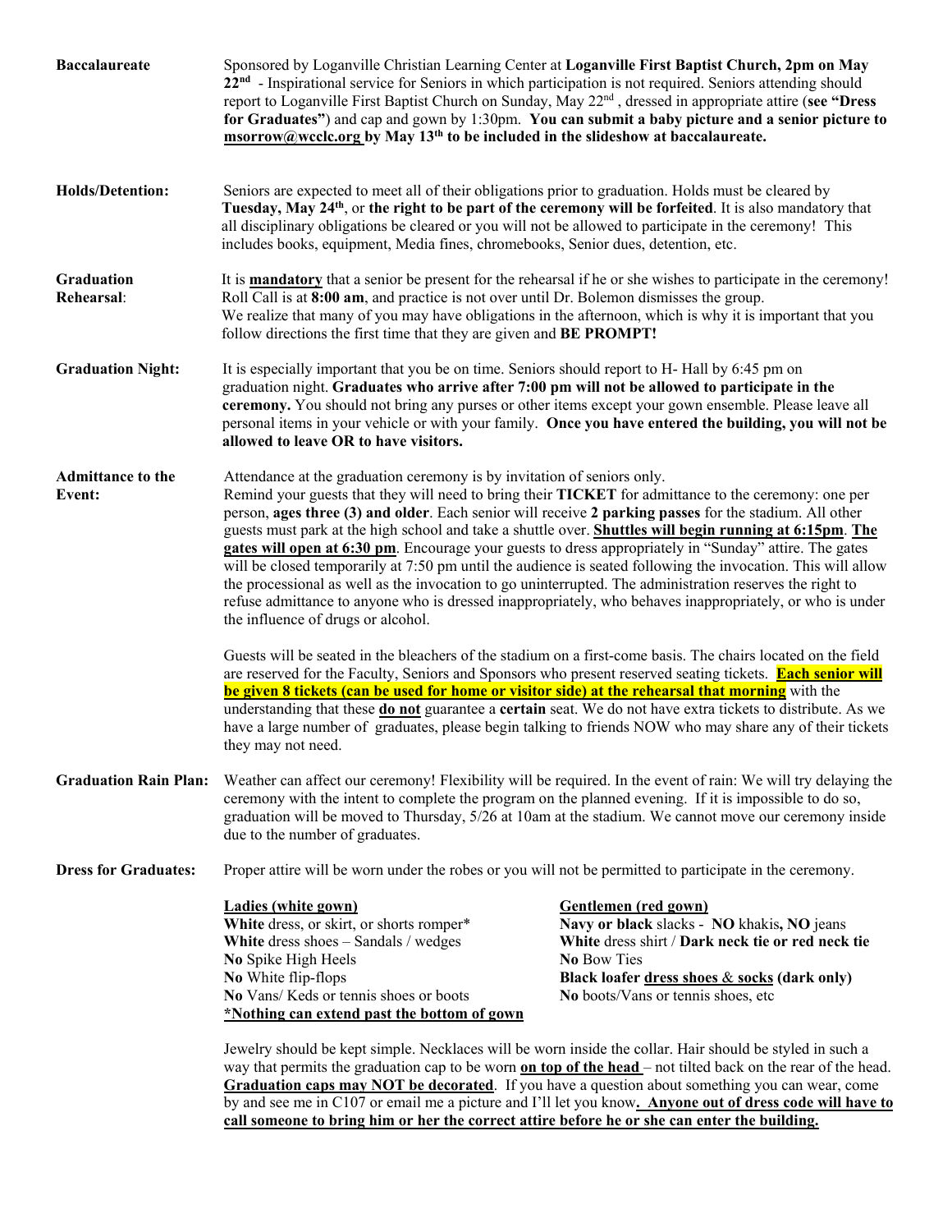**Baccalaureate**

Sponsored by Loganville Christian Learning Center at **Loganville First Baptist Church, 2pm on May 22nd** - Inspirational service for Seniors in which participation is not required. Seniors attending should report to Loganville First Baptist Church on Sunday, May 22nd , dressed in appropriate attire (**see "Dress for Graduates"**) and cap and gown by 1:30pm. **You can submit a baby picture and a senior picture to msorrow@wcclc.org by May 13th to be included in the slideshow at baccalaureate.**

**Holds/Detention:**

Seniors are expected to meet all of their obligations prior to graduation. Holds must be cleared by **Tuesday, May 24th**, or **the right to be part of the ceremony will be forfeited**. It is also mandatory that all disciplinary obligations be cleared or you will not be allowed to participate in the ceremony! This includes books, equipment, Media fines, chromebooks, Senior dues, detention, etc.

**Graduation Rehearsal:**

It is **mandatory** that a senior be present for the rehearsal if he or she wishes to participate in the ceremony! Roll Call is at **8:00 am**, and practice is not over until Dr. Bolemon dismisses the group. We realize that many of you may have obligations in the afternoon, which is why it is important that you follow directions the first time that they are given and **BE PROMPT!**

**Graduation Night:**

It is especially important that you be on time. Seniors should report to H- Hall by 6:45 pm on graduation night. **Graduates who arrive after 7:00 pm will not be allowed to participate in the ceremony.** You should not bring any purses or other items except your gown ensemble. Please leave all personal items in your vehicle or with your family. **Once you have entered the building, you will not be allowed to leave OR to have visitors.**

**Admittance to the Event:**

Attendance at the graduation ceremony is by invitation of seniors only.
Remind your guests that they will need to bring their **TICKET** for admittance to the ceremony: one per person, **ages three (3) and older**. Each senior will receive **2 parking passes** for the stadium. All other guests must park at the high school and take a shuttle over. **Shuttles will begin running at 6:15pm**. **The gates will open at 6:30 pm**. Encourage your guests to dress appropriately in "Sunday" attire. The gates will be closed temporarily at 7:50 pm until the audience is seated following the invocation. This will allow the processional as well as the invocation to go uninterrupted. The administration reserves the right to refuse admittance to anyone who is dressed inappropriately, who behaves inappropriately, or who is under the influence of drugs or alcohol.

Guests will be seated in the bleachers of the stadium on a first-come basis. The chairs located on the field are reserved for the Faculty, Seniors and Sponsors who present reserved seating tickets. **Each senior will be given 8 tickets (can be used for home or visitor side) at the rehearsal that morning** with the understanding that these **do not** guarantee a **certain** seat. We do not have extra tickets to distribute. As we have a large number of graduates, please begin talking to friends NOW who may share any of their tickets they may not need.

**Graduation Rain Plan:**

Weather can affect our ceremony! Flexibility will be required. In the event of rain: We will try delaying the ceremony with the intent to complete the program on the planned evening. If it is impossible to do so, graduation will be moved to Thursday, 5/26 at 10am at the stadium. We cannot move our ceremony inside due to the number of graduates.

**Dress for Graduates:**

Proper attire will be worn under the robes or you will not be permitted to participate in the ceremony.

**Ladies (white gown)**
- **White** dress, or skirt, or shorts romper*
- **White** dress shoes – Sandals / wedges
- **No** Spike High Heels
- **No** White flip-flops
- **No** Vans/ Keds or tennis shoes or boots
- **\*Nothing can extend past the bottom of gown**

**Gentlemen (red gown)**
- **Navy or black** slacks - **NO** khakis**, NO** jeans
- **White** dress shirt / **Dark neck tie or red neck tie**
- **No** Bow Ties
- **Black loafer dress shoes & socks (dark only)**
- **No** boots/Vans or tennis shoes, etc

Jewelry should be kept simple. Necklaces will be worn inside the collar. Hair should be styled in such a way that permits the graduation cap to be worn **on top of the head** – not tilted back on the rear of the head. **Graduation caps may NOT be decorated**. If you have a question about something you can wear, come by and see me in C107 or email me a picture and I'll let you know**. Anyone out of dress code will have to call someone to bring him or her the correct attire before he or she can enter the building.**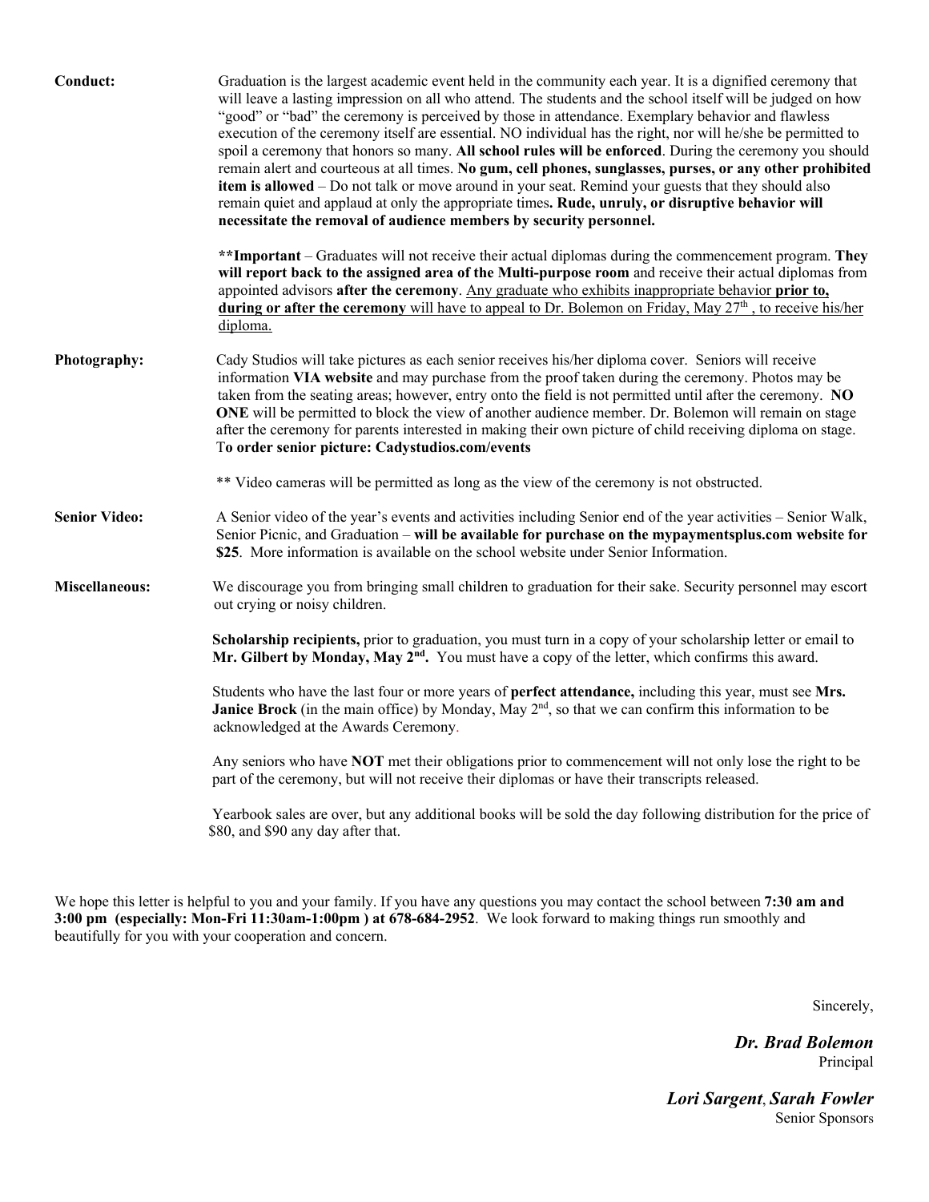**Conduct:** Graduation is the largest academic event held in the community each year. It is a dignified ceremony that will leave a lasting impression on all who attend. The students and the school itself will be judged on how "good" or "bad" the ceremony is perceived by those in attendance. Exemplary behavior and flawless execution of the ceremony itself are essential. NO individual has the right, nor will he/she be permitted to spoil a ceremony that honors so many. **All school rules will be enforced**. During the ceremony you should remain alert and courteous at all times. **No gum, cell phones, sunglasses, purses, or any other prohibited item is allowed** – Do not talk or move around in your seat. Remind your guests that they should also remain quiet and applaud at only the appropriate times**. Rude, unruly, or disruptive behavior will necessitate the removal of audience members by security personnel.**

**\*\*Important** – Graduates will not receive their actual diplomas during the commencement program. **They will report back to the assigned area of the Multi-purpose room** and receive their actual diplomas from appointed advisors **after the ceremony**. <u>Any graduate who exhibits inappropriate behavior **prior to, during or after the ceremony** will have to appeal to Dr. Bolemon on Friday, May 27th , to receive his/her diploma.</u>

**Photography:** Cady Studios will take pictures as each senior receives his/her diploma cover. Seniors will receive information **VIA website** and may purchase from the proof taken during the ceremony. Photos may be taken from the seating areas; however, entry onto the field is not permitted until after the ceremony. **NO ONE** will be permitted to block the view of another audience member. Dr. Bolemon will remain on stage after the ceremony for parents interested in making their own picture of child receiving diploma on stage. T**o order senior picture: Cadystudios.com/events**

** Video cameras will be permitted as long as the view of the ceremony is not obstructed.

**Senior Video:** A Senior video of the year's events and activities including Senior end of the year activities – Senior Walk, Senior Picnic, and Graduation – **will be available for purchase on the mypaymentsplus.com website for $25**. More information is available on the school website under Senior Information.

**Miscellaneous:** We discourage you from bringing small children to graduation for their sake. Security personnel may escort out crying or noisy children.

**Scholarship recipients,** prior to graduation, you must turn in a copy of your scholarship letter or email to **Mr. Gilbert by Monday, May 2nd.** You must have a copy of the letter, which confirms this award.

Students who have the last four or more years of **perfect attendance,** including this year, must see **Mrs. Janice Brock** (in the main office) by Monday, May 2nd, so that we can confirm this information to be acknowledged at the Awards Ceremony.

Any seniors who have **NOT** met their obligations prior to commencement will not only lose the right to be part of the ceremony, but will not receive their diplomas or have their transcripts released.

Yearbook sales are over, but any additional books will be sold the day following distribution for the price of $80, and $90 any day after that.

We hope this letter is helpful to you and your family. If you have any questions you may contact the school between **7:30 am and 3:00 pm (especially: Mon-Fri 11:30am-1:00pm ) at 678-684-2952**. We look forward to making things run smoothly and beautifully for you with your cooperation and concern.

Sincerely,

***Dr. Brad Bolemon***
Principal

***Lori Sargent***, ***Sarah Fowler***
Senior Sponsors